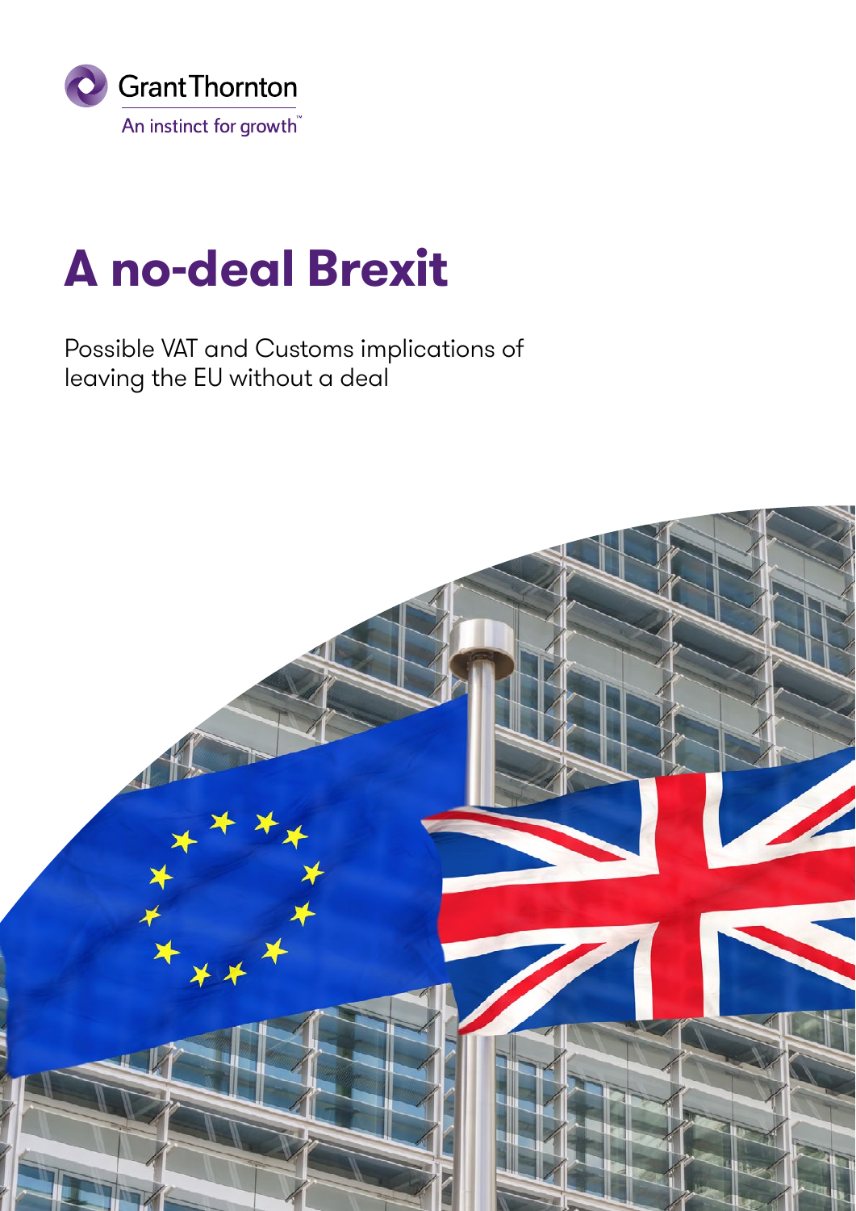Grant Thornton

An instinct for growth™

# A no-deal Brexit

Possible VAT and Customs implications of leaving the EU without a deal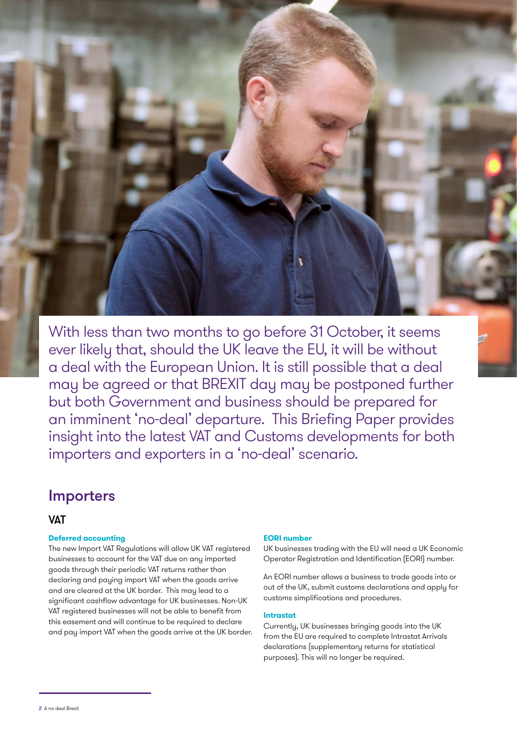With less than two months to go before 31 October, it seems ever likely that, should the UK leave the EU, it will be without a deal with the European Union. It is still possible that a deal may be agreed or that BREXIT day may be postponed further but both Government and business should be prepared for an imminent 'no-deal' departure. This Briefing Paper provides insight into the latest VAT and Customs developments for both importers and exporters in a 'no-deal' scenario.

## Importers

### VAT

#### Deferred accounting

The new Import VAT Regulations will allow UK VAT registered businesses to account for the VAT due on any imported goods through their periodic VAT returns rather than declaring and paying import VAT when the goods arrive and are cleared at the UK border. This may lead to a significant cashflow advantage for UK businesses. Non-UK VAT registered businesses will not be able to benefit from this easement and will continue to be required to declare and pay import VAT when the goods arrive at the UK border.

#### EORI number

UK businesses trading with the EU will need a UK Economic Operator Registration and Identification (EORI) number.

An EORI number allows a business to trade goods into or out of the UK, submit customs declarations and apply for customs simplifications and procedures.

#### Intrastat

Currently, UK businesses bringing goods into the UK from the EU are required to complete Intrastat Arrivals declarations (supplementary returns for statistical purposes). This will no longer be required.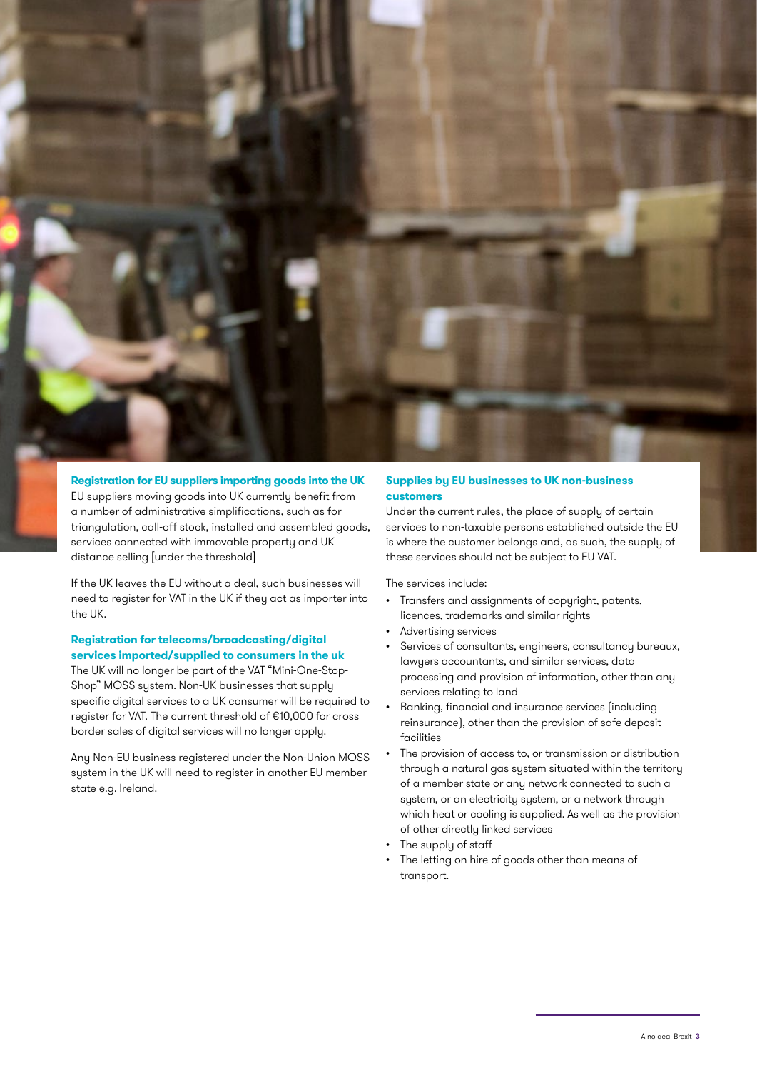### Registration for EU suppliers importing goods into the UK

EU suppliers moving goods into UK currently benefit from a number of administrative simplifications, such as for triangulation, call-off stock, installed and assembled goods, services connected with immovable property and UK distance selling [under the threshold]

If the UK leaves the EU without a deal, such businesses will need to register for VAT in the UK if they act as importer into the UK.

### Registration for telecoms/broadcasting/digital services imported/supplied to consumers in the uk

The UK will no longer be part of the VAT "Mini-One-Stop-Shop" MOSS system. Non-UK businesses that supply specific digital services to a UK consumer will be required to register for VAT. The current threshold of €10,000 for cross border sales of digital services will no longer apply.

Any Non-EU business registered under the Non-Union MOSS system in the UK will need to register in another EU member state e.g. Ireland.

### Supplies by EU businesses to UK non-business customers

Under the current rules, the place of supply of certain services to non-taxable persons established outside the EU is where the customer belongs and, as such, the supply of these services should not be subject to EU VAT.

The services include:

- Transfers and assignments of copyright, patents, licences, trademarks and similar rights
- Advertising services
- Services of consultants, engineers, consultancy bureaux, lawyers accountants, and similar services, data processing and provision of information, other than any services relating to land
- Banking, financial and insurance services (including reinsurance), other than the provision of safe deposit facilities
- The provision of access to, or transmission or distribution through a natural gas system situated within the territory of a member state or any network connected to such a system, or an electricity system, or a network through which heat or cooling is supplied. As well as the provision of other directly linked services
- The supply of staff
- The letting on hire of goods other than means of transport.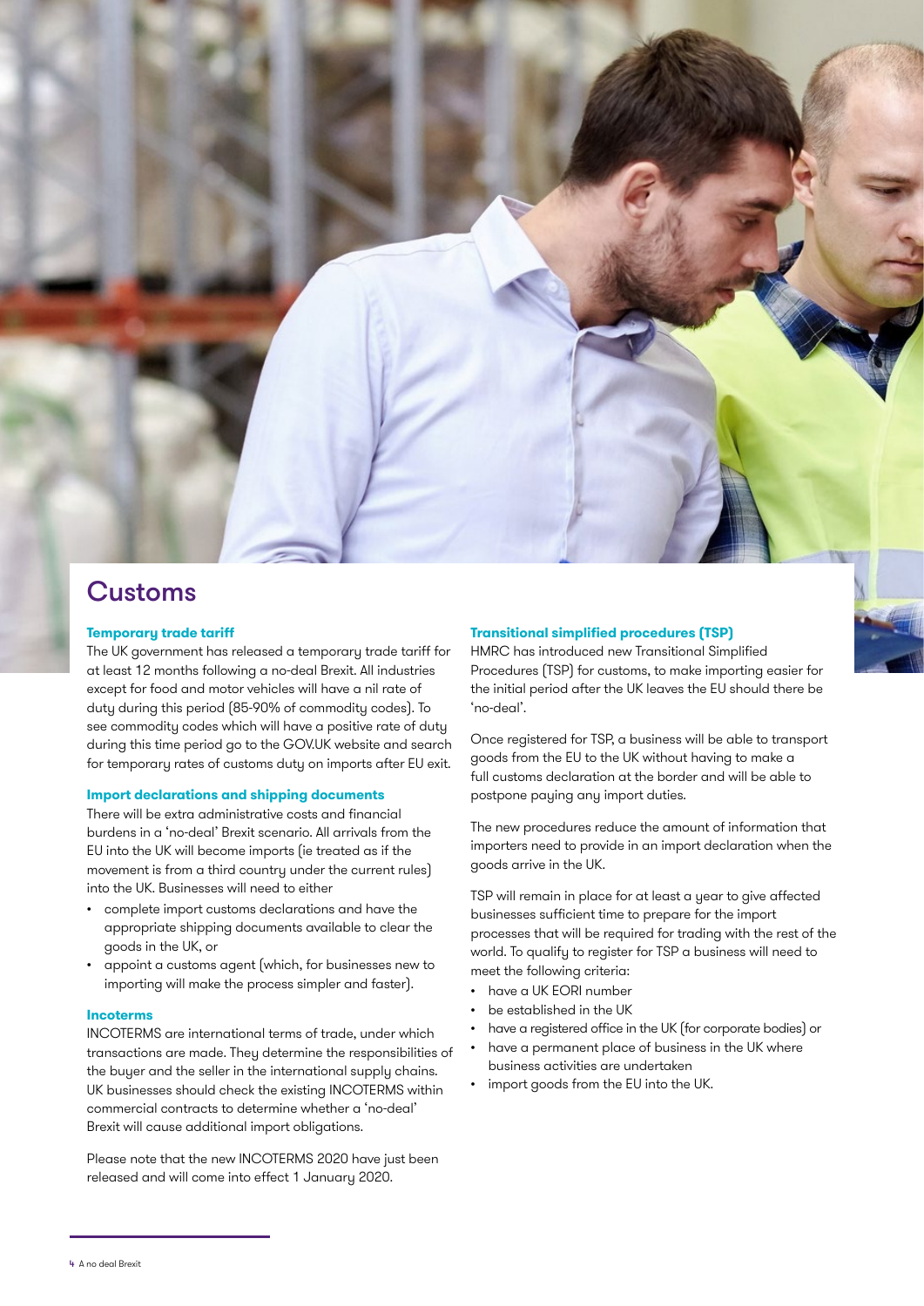# Customs

### Temporary trade tariff

The UK government has released a temporary trade tariff for at least 12 months following a no-deal Brexit. All industries except for food and motor vehicles will have a nil rate of duty during this period (85-90% of commodity codes). To see commodity codes which will have a positive rate of duty during this time period go to the GOV.UK website and search for temporary rates of customs duty on imports after EU exit.

### Import declarations and shipping documents

There will be extra administrative costs and financial burdens in a 'no-deal' Brexit scenario. All arrivals from the EU into the UK will become imports (ie treated as if the movement is from a third country under the current rules) into the UK. Businesses will need to either

- complete import customs declarations and have the appropriate shipping documents available to clear the goods in the UK, or
- appoint a customs agent (which, for businesses new to importing will make the process simpler and faster).

### Incoterms

INCOTERMS are international terms of trade, under which transactions are made. They determine the responsibilities of the buyer and the seller in the international supply chains. UK businesses should check the existing INCOTERMS within commercial contracts to determine whether a 'no-deal' Brexit will cause additional import obligations.

Please note that the new INCOTERMS 2020 have just been released and will come into effect 1 January 2020.

### Transitional simplified procedures (TSP)

HMRC has introduced new Transitional Simplified Procedures (TSP) for customs, to make importing easier for the initial period after the UK leaves the EU should there be 'no-deal'.

Once registered for TSP, a business will be able to transport goods from the EU to the UK without having to make a full customs declaration at the border and will be able to postpone paying any import duties.

The new procedures reduce the amount of information that importers need to provide in an import declaration when the goods arrive in the UK.

TSP will remain in place for at least a year to give affected businesses sufficient time to prepare for the import processes that will be required for trading with the rest of the world. To qualify to register for TSP a business will need to meet the following criteria:

- have a UK EORI number
- be established in the UK
- have a registered office in the UK (for corporate bodies) or
- have a permanent place of business in the UK where business activities are undertaken
- import goods from the EU into the UK.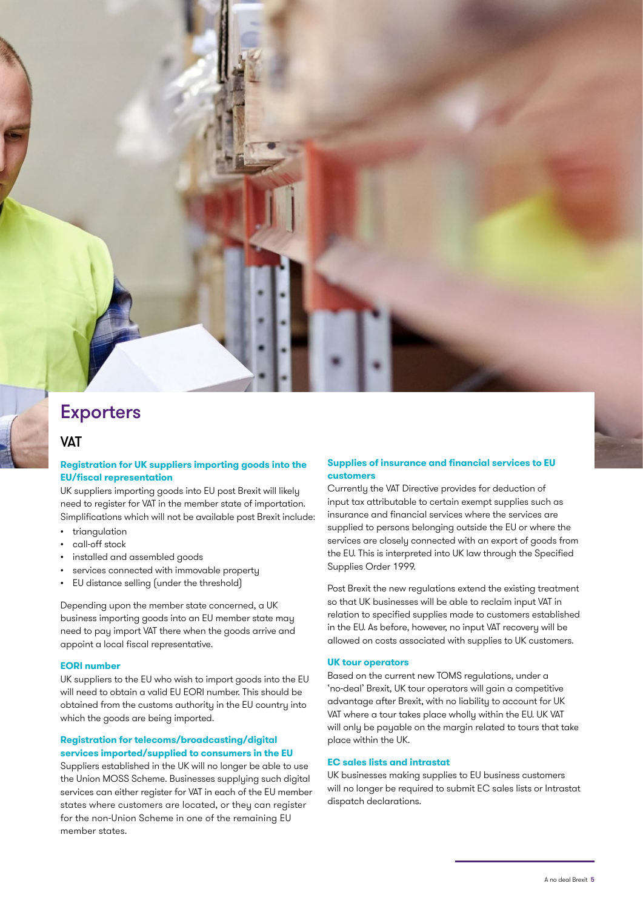# Exporters

## VAT

### Registration for UK suppliers importing goods into the EU/fiscal representation

UK suppliers importing goods into EU post Brexit will likely need to register for VAT in the member state of importation. Simplifications which will not be available post Brexit include:

- triangulation
- call-off stock
- installed and assembled goods
- services connected with immovable property
- EU distance selling (under the threshold)

Depending upon the member state concerned, a UK business importing goods into an EU member state may need to pay import VAT there when the goods arrive and appoint a local fiscal representative.

### EORI number

UK suppliers to the EU who wish to import goods into the EU will need to obtain a valid EU EORI number. This should be obtained from the customs authority in the EU country into which the goods are being imported.

### Registration for telecoms/broadcasting/digital services imported/supplied to consumers in the EU

Suppliers established in the UK will no longer be able to use the Union MOSS Scheme. Businesses supplying such digital services can either register for VAT in each of the EU member states where customers are located, or they can register for the non-Union Scheme in one of the remaining EU member states.

### Supplies of insurance and financial services to EU customers

Currently the VAT Directive provides for deduction of input tax attributable to certain exempt supplies such as insurance and financial services where the services are supplied to persons belonging outside the EU or where the services are closely connected with an export of goods from the EU. This is interpreted into UK law through the Specified Supplies Order 1999.

Post Brexit the new regulations extend the existing treatment so that UK businesses will be able to reclaim input VAT in relation to specified supplies made to customers established in the EU. As before, however, no input VAT recovery will be allowed on costs associated with supplies to UK customers.

### UK tour operators

Based on the current new TOMS regulations, under a 'no-deal' Brexit, UK tour operators will gain a competitive advantage after Brexit, with no liability to account for UK VAT where a tour takes place wholly within the EU. UK VAT will only be payable on the margin related to tours that take place within the UK.

### EC sales lists and intrastat

UK businesses making supplies to EU business customers will no longer be required to submit EC sales lists or Intrastat dispatch declarations.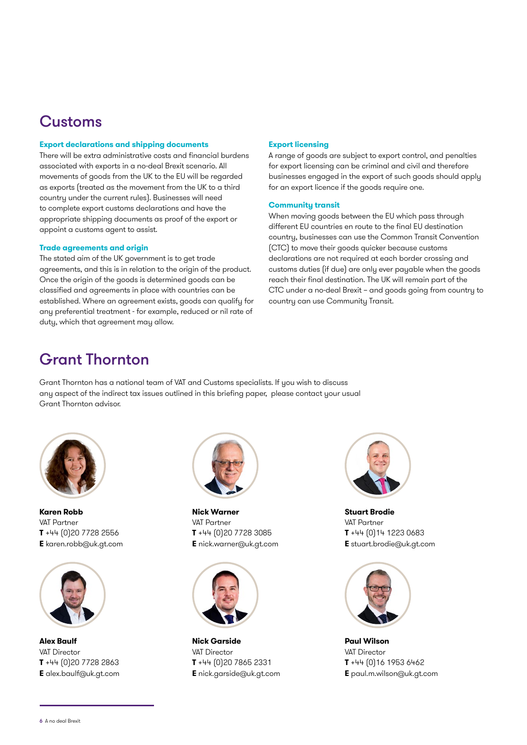## Customs

### Export declarations and shipping documents

There will be extra administrative costs and financial burdens associated with exports in a no-deal Brexit scenario. All movements of goods from the UK to the EU will be regarded as exports (treated as the movement from the UK to a third country under the current rules). Businesses will need to complete export customs declarations and have the appropriate shipping documents as proof of the export or appoint a customs agent to assist.

### Trade agreements and origin

The stated aim of the UK government is to get trade agreements, and this is in relation to the origin of the product. Once the origin of the goods is determined goods can be classified and agreements in place with countries can be established. Where an agreement exists, goods can qualify for any preferential treatment - for example, reduced or nil rate of duty, which that agreement may allow.

### Export licensing

A range of goods are subject to export control, and penalties for export licensing can be criminal and civil and therefore businesses engaged in the export of such goods should apply for an export licence if the goods require one.

### Community transit

When moving goods between the EU which pass through different EU countries en route to the final EU destination country, businesses can use the Common Transit Convention (CTC) to move their goods quicker because customs declarations are not required at each border crossing and customs duties (if due) are only ever payable when the goods reach their final destination. The UK will remain part of the CTC under a no-deal Brexit – and goods going from country to country can use Community Transit.

## Grant Thornton

Grant Thornton has a national team of VAT and Customs specialists. If you wish to discuss any aspect of the indirect tax issues outlined in this briefing paper, please contact your usual Grant Thornton advisor.

**Karen Robb**
VAT Partner
**T** +44 (0)20 7728 2556
**E** karen.robb@uk.gt.com

**Nick Warner**
VAT Partner
**T** +44 (0)20 7728 3085
**E** nick.warner@uk.gt.com

**Stuart Brodie**
VAT Partner
**T** +44 (0)14 1223 0683
**E** stuart.brodie@uk.gt.com

**Alex Baulf**
VAT Director
**T** +44 (0)20 7728 2863
**E** alex.baulf@uk.gt.com

**Nick Garside**
VAT Director
**T** +44 (0)20 7865 2331
**E** nick.garside@uk.gt.com

**Paul Wilson**
VAT Director
**T** +44 (0)16 1953 6462
**E** paul.m.wilson@uk.gt.com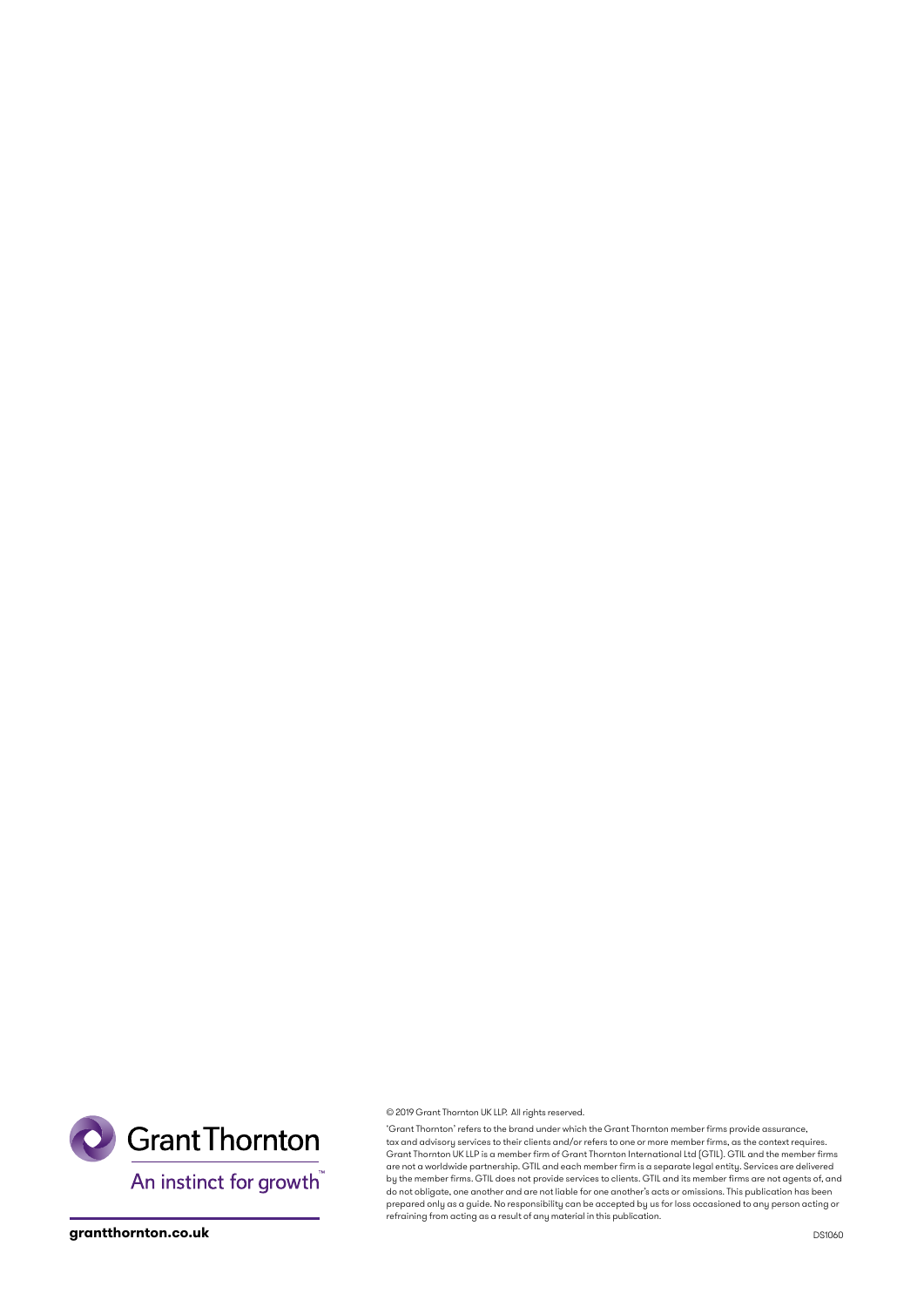Grant Thornton

An instinct for growth™

**grantthornton.co.uk**

© 2019 Grant Thornton UK LLP. All rights reserved.

'Grant Thornton' refers to the brand under which the Grant Thornton member firms provide assurance, tax and advisory services to their clients and/or refers to one or more member firms, as the context requires. Grant Thornton UK LLP is a member firm of Grant Thornton International Ltd (GTIL). GTIL and the member firms are not a worldwide partnership. GTIL and each member firm is a separate legal entity. Services are delivered by the member firms. GTIL does not provide services to clients. GTIL and its member firms are not agents of, and do not obligate, one another and are not liable for one another's acts or omissions. This publication has been prepared only as a guide. No responsibility can be accepted by us for loss occasioned to any person acting or refraining from acting as a result of any material in this publication.

DS1060